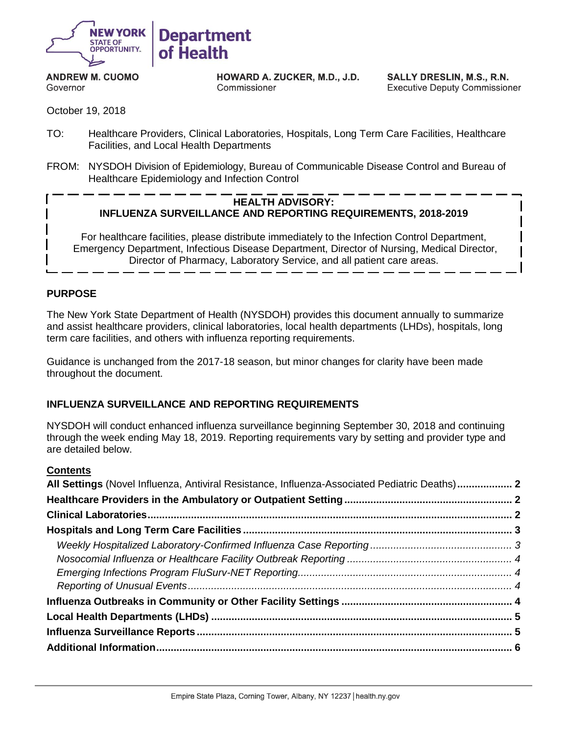**NEW YORK STATE OF OPPORTUNITY. | Department of Health**

**ANDREW M. CUOMO**
Governor

**HOWARD A. ZUCKER, M.D., J.D.**
Commissioner

**SALLY DRESLIN, M.S., R.N.**
Executive Deputy Commissioner

October 19, 2018

TO: Healthcare Providers, Clinical Laboratories, Hospitals, Long Term Care Facilities, Healthcare Facilities, and Local Health Departments

FROM: NYSDOH Division of Epidemiology, Bureau of Communicable Disease Control and Bureau of Healthcare Epidemiology and Infection Control

---

**HEALTH ADVISORY:**
**INFLUENZA SURVEILLANCE AND REPORTING REQUIREMENTS, 2018-2019**

For healthcare facilities, please distribute immediately to the Infection Control Department, Emergency Department, Infectious Disease Department, Director of Nursing, Medical Director, Director of Pharmacy, Laboratory Service, and all patient care areas.

---

## PURPOSE

The New York State Department of Health (NYSDOH) provides this document annually to summarize and assist healthcare providers, clinical laboratories, local health departments (LHDs), hospitals, long term care facilities, and others with influenza reporting requirements.

Guidance is unchanged from the 2017-18 season, but minor changes for clarity have been made throughout the document.

## INFLUENZA SURVEILLANCE AND REPORTING REQUIREMENTS

NYSDOH will conduct enhanced influenza surveillance beginning September 30, 2018 and continuing through the week ending May 18, 2019. Reporting requirements vary by setting and provider type and are detailed below.

### Contents

**All Settings** (Novel Influenza, Antiviral Resistance, Influenza-Associated Pediatric Deaths) .... 2
**Healthcare Providers in the Ambulatory or Outpatient Setting** .... 2
**Clinical Laboratories** .... 2
**Hospitals and Long Term Care Facilities** .... 3
- *Weekly Hospitalized Laboratory-Confirmed Influenza Case Reporting* .... 3
- *Nosocomial Influenza or Healthcare Facility Outbreak Reporting* .... 4
- *Emerging Infections Program FluSurv-NET Reporting* .... 4
- *Reporting of Unusual Events* .... 4

**Influenza Outbreaks in Community or Other Facility Settings** .... 4
**Local Health Departments (LHDs)** .... 5
**Influenza Surveillance Reports** .... 5
**Additional Information** .... 6

Empire State Plaza, Corning Tower, Albany, NY 12237 | health.ny.gov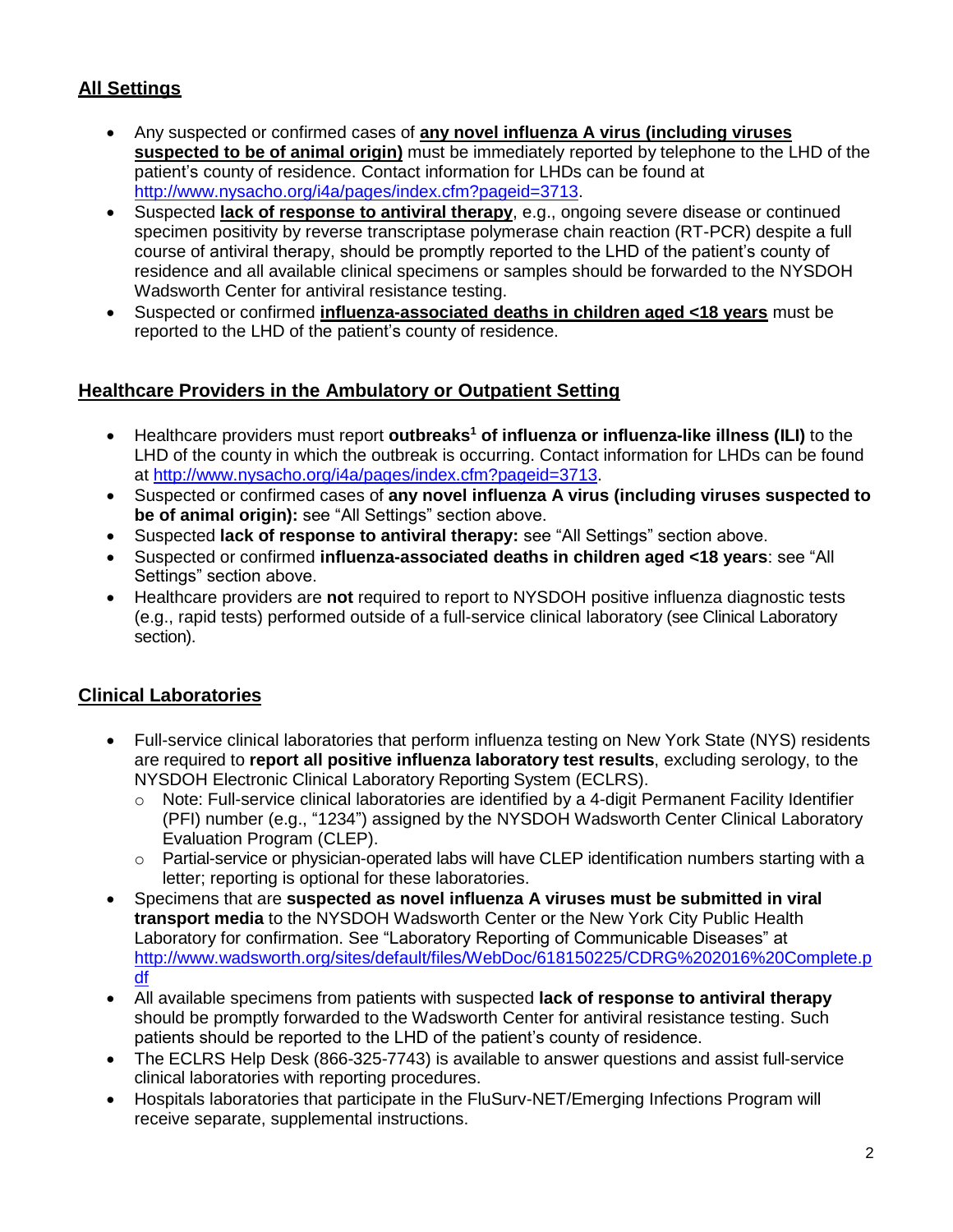## **All Settings**

- Any suspected or confirmed cases of **any novel influenza A virus (including viruses suspected to be of animal origin)** must be immediately reported by telephone to the LHD of the patient's county of residence. Contact information for LHDs can be found at http://www.nysacho.org/i4a/pages/index.cfm?pageid=3713.
- Suspected **lack of response to antiviral therapy**, e.g., ongoing severe disease or continued specimen positivity by reverse transcriptase polymerase chain reaction (RT-PCR) despite a full course of antiviral therapy, should be promptly reported to the LHD of the patient's county of residence and all available clinical specimens or samples should be forwarded to the NYSDOH Wadsworth Center for antiviral resistance testing.
- Suspected or confirmed **influenza-associated deaths in children aged <18 years** must be reported to the LHD of the patient's county of residence.

## **Healthcare Providers in the Ambulatory or Outpatient Setting**

- Healthcare providers must report **outbreaks[1] of influenza or influenza-like illness (ILI)** to the LHD of the county in which the outbreak is occurring. Contact information for LHDs can be found at http://www.nysacho.org/i4a/pages/index.cfm?pageid=3713.
- Suspected or confirmed cases of **any novel influenza A virus (including viruses suspected to be of animal origin):** see "All Settings" section above.
- Suspected **lack of response to antiviral therapy:** see "All Settings" section above.
- Suspected or confirmed **influenza-associated deaths in children aged <18 years**: see "All Settings" section above.
- Healthcare providers are **not** required to report to NYSDOH positive influenza diagnostic tests (e.g., rapid tests) performed outside of a full-service clinical laboratory (see Clinical Laboratory section).

## **Clinical Laboratories**

- Full-service clinical laboratories that perform influenza testing on New York State (NYS) residents are required to **report all positive influenza laboratory test results**, excluding serology, to the NYSDOH Electronic Clinical Laboratory Reporting System (ECLRS).
  - Note: Full-service clinical laboratories are identified by a 4-digit Permanent Facility Identifier (PFI) number (e.g., "1234") assigned by the NYSDOH Wadsworth Center Clinical Laboratory Evaluation Program (CLEP).
  - Partial-service or physician-operated labs will have CLEP identification numbers starting with a letter; reporting is optional for these laboratories.
- Specimens that are **suspected as novel influenza A viruses must be submitted in viral transport media** to the NYSDOH Wadsworth Center or the New York City Public Health Laboratory for confirmation. See "Laboratory Reporting of Communicable Diseases" at http://www.wadsworth.org/sites/default/files/WebDoc/618150225/CDRG%202016%20Complete.pdf
- All available specimens from patients with suspected **lack of response to antiviral therapy** should be promptly forwarded to the Wadsworth Center for antiviral resistance testing. Such patients should be reported to the LHD of the patient's county of residence.
- The ECLRS Help Desk (866-325-7743) is available to answer questions and assist full-service clinical laboratories with reporting procedures.
- Hospitals laboratories that participate in the FluSurv-NET/Emerging Infections Program will receive separate, supplemental instructions.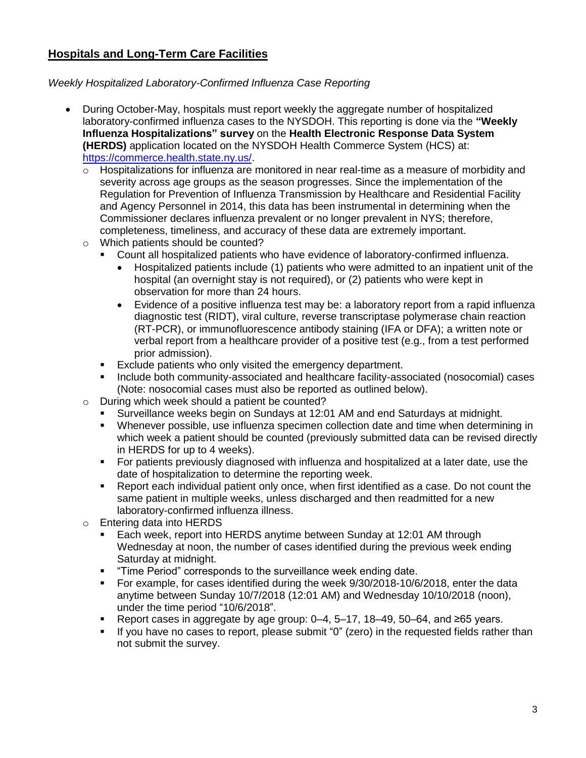## Hospitals and Long-Term Care Facilities

*Weekly Hospitalized Laboratory-Confirmed Influenza Case Reporting*

- During October-May, hospitals must report weekly the aggregate number of hospitalized laboratory-confirmed influenza cases to the NYSDOH. This reporting is done via the **"Weekly Influenza Hospitalizations" survey** on the **Health Electronic Response Data System (HERDS)** application located on the NYSDOH Health Commerce System (HCS) at: https://commerce.health.state.ny.us/.
  - Hospitalizations for influenza are monitored in near real-time as a measure of morbidity and severity across age groups as the season progresses. Since the implementation of the Regulation for Prevention of Influenza Transmission by Healthcare and Residential Facility and Agency Personnel in 2014, this data has been instrumental in determining when the Commissioner declares influenza prevalent or no longer prevalent in NYS; therefore, completeness, timeliness, and accuracy of these data are extremely important.
  - Which patients should be counted?
    - Count all hospitalized patients who have evidence of laboratory-confirmed influenza.
      - Hospitalized patients include (1) patients who were admitted to an inpatient unit of the hospital (an overnight stay is not required), or (2) patients who were kept in observation for more than 24 hours.
      - Evidence of a positive influenza test may be: a laboratory report from a rapid influenza diagnostic test (RIDT), viral culture, reverse transcriptase polymerase chain reaction (RT-PCR), or immunofluorescence antibody staining (IFA or DFA); a written note or verbal report from a healthcare provider of a positive test (e.g., from a test performed prior admission).
    - Exclude patients who only visited the emergency department.
    - Include both community-associated and healthcare facility-associated (nosocomial) cases (Note: nosocomial cases must also be reported as outlined below).
  - During which week should a patient be counted?
    - Surveillance weeks begin on Sundays at 12:01 AM and end Saturdays at midnight.
    - Whenever possible, use influenza specimen collection date and time when determining in which week a patient should be counted (previously submitted data can be revised directly in HERDS for up to 4 weeks).
    - For patients previously diagnosed with influenza and hospitalized at a later date, use the date of hospitalization to determine the reporting week.
    - Report each individual patient only once, when first identified as a case. Do not count the same patient in multiple weeks, unless discharged and then readmitted for a new laboratory-confirmed influenza illness.
  - Entering data into HERDS
    - Each week, report into HERDS anytime between Sunday at 12:01 AM through Wednesday at noon, the number of cases identified during the previous week ending Saturday at midnight.
    - "Time Period" corresponds to the surveillance week ending date.
    - For example, for cases identified during the week 9/30/2018-10/6/2018, enter the data anytime between Sunday 10/7/2018 (12:01 AM) and Wednesday 10/10/2018 (noon), under the time period "10/6/2018".
    - Report cases in aggregate by age group: 0–4, 5–17, 18–49, 50–64, and ≥65 years.
    - If you have no cases to report, please submit "0" (zero) in the requested fields rather than not submit the survey.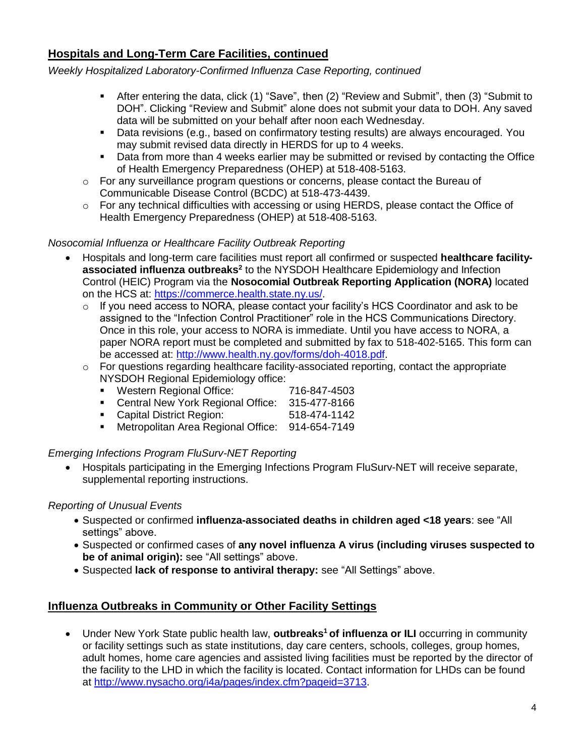## Hospitals and Long-Term Care Facilities, continued

*Weekly Hospitalized Laboratory-Confirmed Influenza Case Reporting, continued*

- After entering the data, click (1) “Save”, then (2) “Review and Submit”, then (3) “Submit to DOH”. Clicking “Review and Submit” alone does not submit your data to DOH. Any saved data will be submitted on your behalf after noon each Wednesday.
- Data revisions (e.g., based on confirmatory testing results) are always encouraged. You may submit revised data directly in HERDS for up to 4 weeks.
- Data from more than 4 weeks earlier may be submitted or revised by contacting the Office of Health Emergency Preparedness (OHEP) at 518-408-5163.

- For any surveillance program questions or concerns, please contact the Bureau of Communicable Disease Control (BCDC) at 518-473-4439.
- For any technical difficulties with accessing or using HERDS, please contact the Office of Health Emergency Preparedness (OHEP) at 518-408-5163.

*Nosocomial Influenza or Healthcare Facility Outbreak Reporting*

- Hospitals and long-term care facilities must report all confirmed or suspected **healthcare facility-associated influenza outbreaks**[2] to the NYSDOH Healthcare Epidemiology and Infection Control (HEIC) Program via the **Nosocomial Outbreak Reporting Application (NORA)** located on the HCS at: https://commerce.health.state.ny.us/.
  - If you need access to NORA, please contact your facility’s HCS Coordinator and ask to be assigned to the “Infection Control Practitioner” role in the HCS Communications Directory. Once in this role, your access to NORA is immediate. Until you have access to NORA, a paper NORA report must be completed and submitted by fax to 518-402-5165. This form can be accessed at: http://www.health.ny.gov/forms/doh-4018.pdf.
  - For questions regarding healthcare facility-associated reporting, contact the appropriate NYSDOH Regional Epidemiology office:
    - Western Regional Office: 716-847-4503
    - Central New York Regional Office: 315-477-8166
    - Capital District Region: 518-474-1142
    - Metropolitan Area Regional Office: 914-654-7149

*Emerging Infections Program FluSurv-NET Reporting*

- Hospitals participating in the Emerging Infections Program FluSurv-NET will receive separate, supplemental reporting instructions.

*Reporting of Unusual Events*

- Suspected or confirmed **influenza-associated deaths in children aged <18 years**: see “All settings” above.
- Suspected or confirmed cases of **any novel influenza A virus (including viruses suspected to be of animal origin):** see “All settings” above.
- Suspected **lack of response to antiviral therapy:** see “All Settings” above.

## Influenza Outbreaks in Community or Other Facility Settings

- Under New York State public health law, **outbreaks**[1] **of influenza or ILI** occurring in community or facility settings such as state institutions, day care centers, schools, colleges, group homes, adult homes, home care agencies and assisted living facilities must be reported by the director of the facility to the LHD in which the facility is located. Contact information for LHDs can be found at http://www.nysacho.org/i4a/pages/index.cfm?pageid=3713.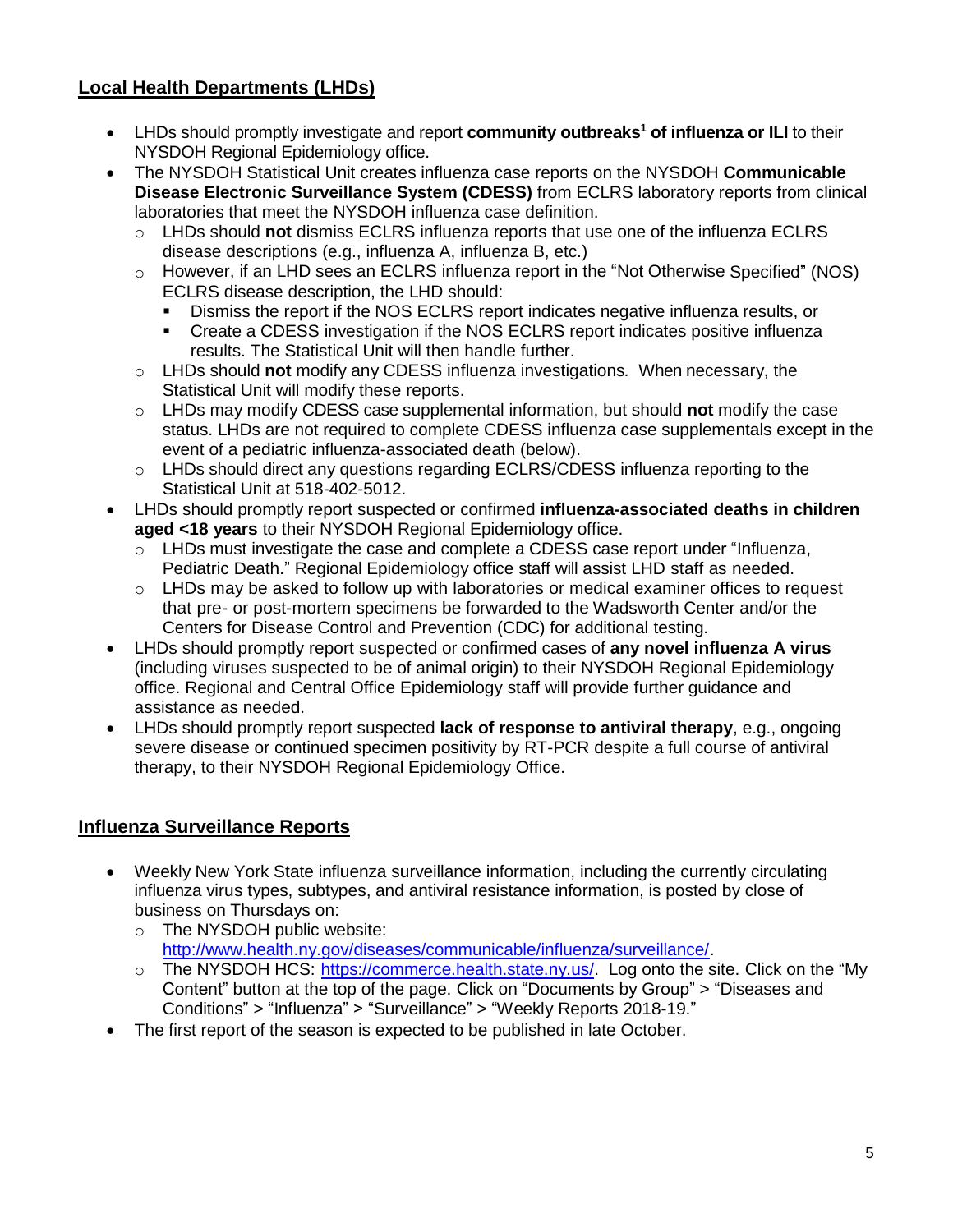## Local Health Departments (LHDs)

- LHDs should promptly investigate and report **community outbreaks[1] of influenza or ILI** to their NYSDOH Regional Epidemiology office.
- The NYSDOH Statistical Unit creates influenza case reports on the NYSDOH **Communicable Disease Electronic Surveillance System (CDESS)** from ECLRS laboratory reports from clinical laboratories that meet the NYSDOH influenza case definition.
  - LHDs should **not** dismiss ECLRS influenza reports that use one of the influenza ECLRS disease descriptions (e.g., influenza A, influenza B, etc.)
  - However, if an LHD sees an ECLRS influenza report in the "Not Otherwise Specified" (NOS) ECLRS disease description, the LHD should:
    - Dismiss the report if the NOS ECLRS report indicates negative influenza results, or
    - Create a CDESS investigation if the NOS ECLRS report indicates positive influenza results. The Statistical Unit will then handle further.
  - LHDs should **not** modify any CDESS influenza investigations. When necessary, the Statistical Unit will modify these reports.
  - LHDs may modify CDESS case supplemental information, but should **not** modify the case status. LHDs are not required to complete CDESS influenza case supplementals except in the event of a pediatric influenza-associated death (below).
  - LHDs should direct any questions regarding ECLRS/CDESS influenza reporting to the Statistical Unit at 518-402-5012.
- LHDs should promptly report suspected or confirmed **influenza-associated deaths in children aged <18 years** to their NYSDOH Regional Epidemiology office.
  - LHDs must investigate the case and complete a CDESS case report under "Influenza, Pediatric Death." Regional Epidemiology office staff will assist LHD staff as needed.
  - LHDs may be asked to follow up with laboratories or medical examiner offices to request that pre- or post-mortem specimens be forwarded to the Wadsworth Center and/or the Centers for Disease Control and Prevention (CDC) for additional testing.
- LHDs should promptly report suspected or confirmed cases of **any novel influenza A virus** (including viruses suspected to be of animal origin) to their NYSDOH Regional Epidemiology office. Regional and Central Office Epidemiology staff will provide further guidance and assistance as needed.
- LHDs should promptly report suspected **lack of response to antiviral therapy**, e.g., ongoing severe disease or continued specimen positivity by RT-PCR despite a full course of antiviral therapy, to their NYSDOH Regional Epidemiology Office.

## Influenza Surveillance Reports

- Weekly New York State influenza surveillance information, including the currently circulating influenza virus types, subtypes, and antiviral resistance information, is posted by close of business on Thursdays on:
  - The NYSDOH public website: http://www.health.ny.gov/diseases/communicable/influenza/surveillance/.
  - The NYSDOH HCS: https://commerce.health.state.ny.us/. Log onto the site. Click on the "My Content" button at the top of the page. Click on "Documents by Group" > "Diseases and Conditions" > "Influenza" > "Surveillance" > "Weekly Reports 2018-19."
- The first report of the season is expected to be published in late October.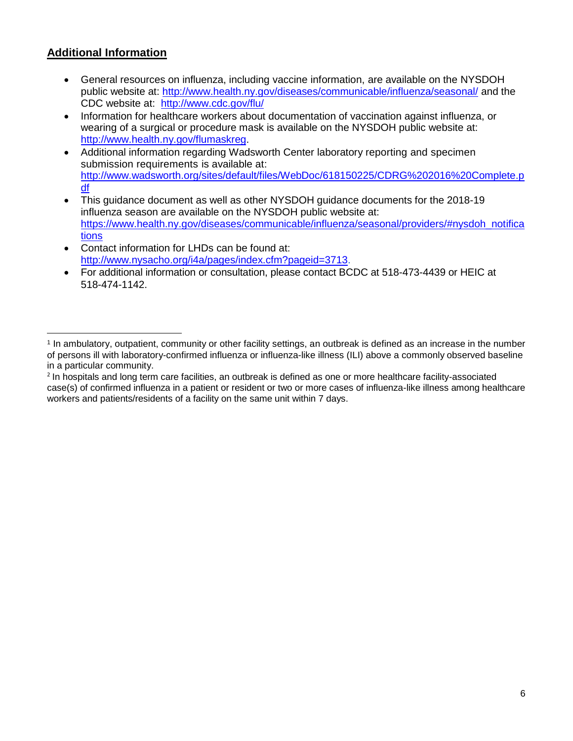## Additional Information

- General resources on influenza, including vaccine information, are available on the NYSDOH public website at: http://www.health.ny.gov/diseases/communicable/influenza/seasonal/ and the CDC website at: http://www.cdc.gov/flu/
- Information for healthcare workers about documentation of vaccination against influenza, or wearing of a surgical or procedure mask is available on the NYSDOH public website at: http://www.health.ny.gov/flumaskreg.
- Additional information regarding Wadsworth Center laboratory reporting and specimen submission requirements is available at: http://www.wadsworth.org/sites/default/files/WebDoc/618150225/CDRG%202016%20Complete.pdf
- This guidance document as well as other NYSDOH guidance documents for the 2018-19 influenza season are available on the NYSDOH public website at: https://www.health.ny.gov/diseases/communicable/influenza/seasonal/providers/#nysdoh_notifications
- Contact information for LHDs can be found at: http://www.nysacho.org/i4a/pages/index.cfm?pageid=3713.
- For additional information or consultation, please contact BCDC at 518-473-4439 or HEIC at 518-474-1142.

---

[1] In ambulatory, outpatient, community or other facility settings, an outbreak is defined as an increase in the number of persons ill with laboratory-confirmed influenza or influenza-like illness (ILI) above a commonly observed baseline in a particular community.

[2] In hospitals and long term care facilities, an outbreak is defined as one or more healthcare facility-associated case(s) of confirmed influenza in a patient or resident or two or more cases of influenza-like illness among healthcare workers and patients/residents of a facility on the same unit within 7 days.